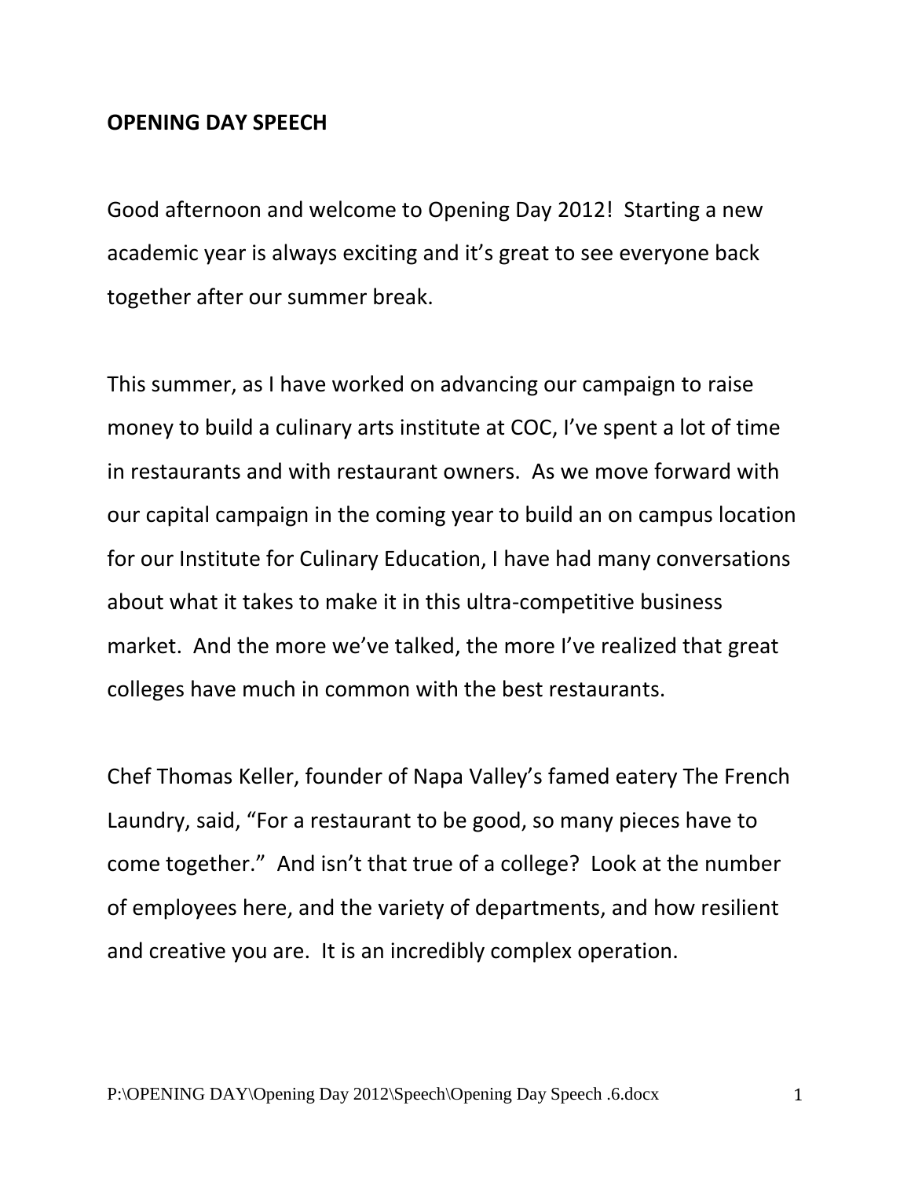**OPENING DAY SPEECH**

Good afternoon and welcome to Opening Day 2012! Starting a new academic year is always exciting and it's great to see everyone back together after our summer break.

This summer, as I have worked on advancing our campaign to raise money to build a culinary arts institute at COC, I've spent a lot of time in restaurants and with restaurant owners. As we move forward with our capital campaign in the coming year to build an on campus location for our Institute for Culinary Education, I have had many conversations about what it takes to make it in this ultra-competitive business market. And the more we've talked, the more I've realized that great colleges have much in common with the best restaurants.

Chef Thomas Keller, founder of Napa Valley's famed eatery The French Laundry, said, "For a restaurant to be good, so many pieces have to come together." And isn't that true of a college? Look at the number of employees here, and the variety of departments, and how resilient and creative you are. It is an incredibly complex operation.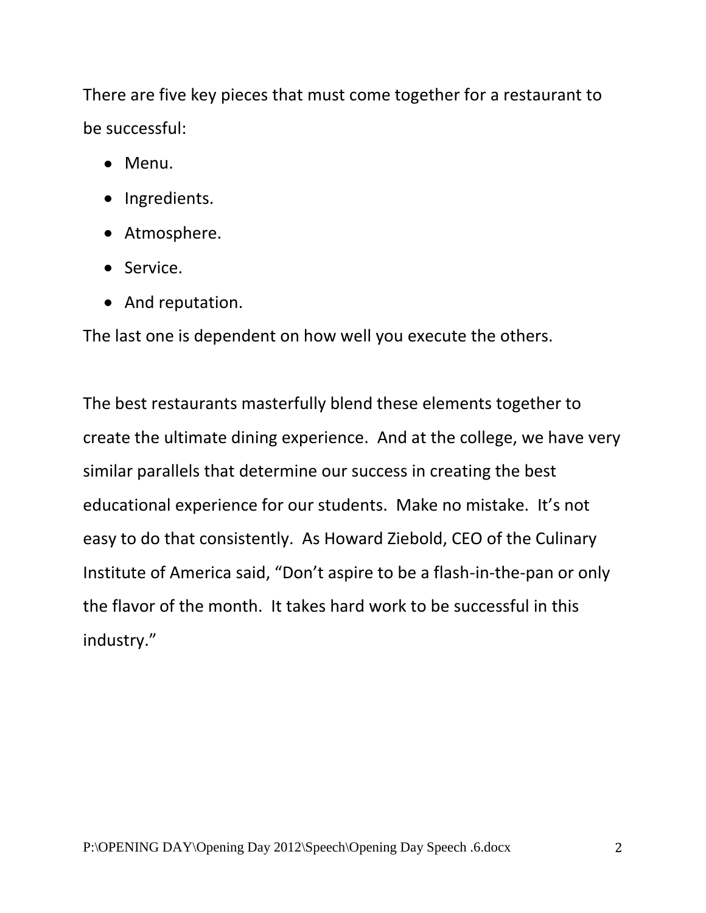There are five key pieces that must come together for a restaurant to be successful:

- Menu.
- Ingredients.
- Atmosphere.
- Service.
- And reputation.

The last one is dependent on how well you execute the others.

The best restaurants masterfully blend these elements together to create the ultimate dining experience. And at the college, we have very similar parallels that determine our success in creating the best educational experience for our students. Make no mistake. It's not easy to do that consistently. As Howard Ziebold, CEO of the Culinary Institute of America said, "Don't aspire to be a flash-in-the-pan or only the flavor of the month. It takes hard work to be successful in this industry."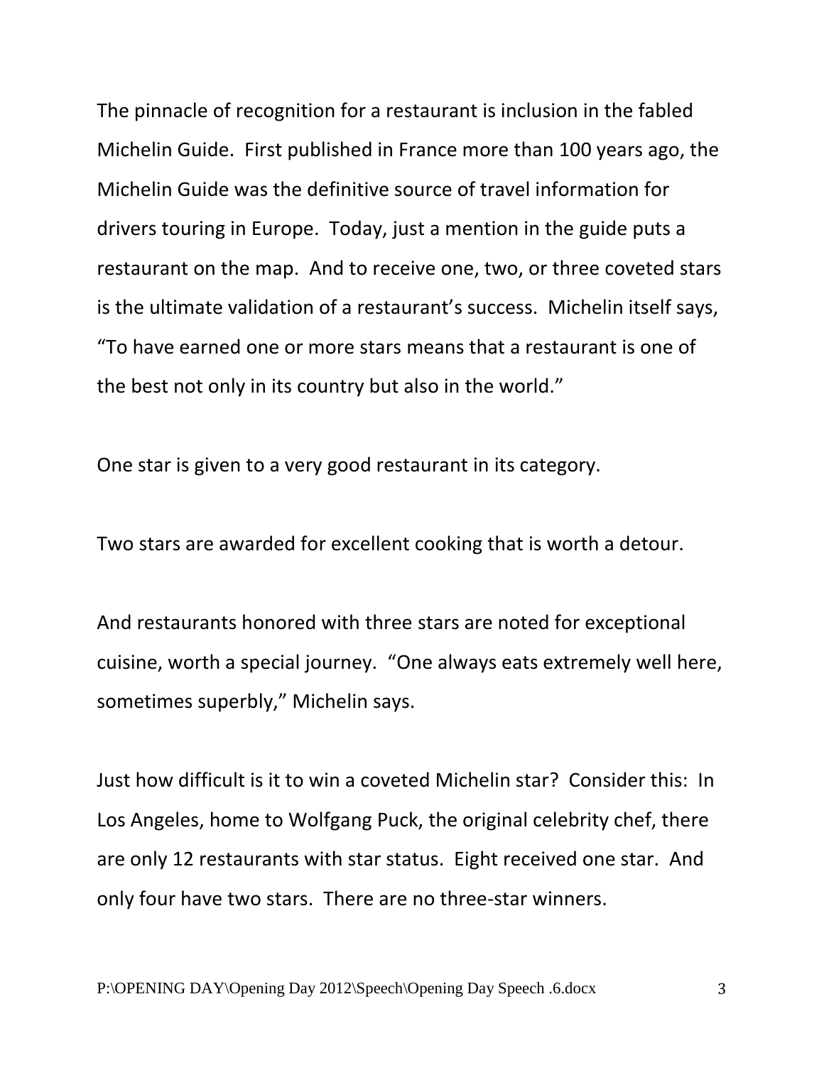The pinnacle of recognition for a restaurant is inclusion in the fabled Michelin Guide. First published in France more than 100 years ago, the Michelin Guide was the definitive source of travel information for drivers touring in Europe. Today, just a mention in the guide puts a restaurant on the map. And to receive one, two, or three coveted stars is the ultimate validation of a restaurant's success. Michelin itself says, "To have earned one or more stars means that a restaurant is one of the best not only in its country but also in the world."

One star is given to a very good restaurant in its category.

Two stars are awarded for excellent cooking that is worth a detour.

And restaurants honored with three stars are noted for exceptional cuisine, worth a special journey. "One always eats extremely well here, sometimes superbly," Michelin says.

Just how difficult is it to win a coveted Michelin star? Consider this: In Los Angeles, home to Wolfgang Puck, the original celebrity chef, there are only 12 restaurants with star status. Eight received one star. And only four have two stars. There are no three-star winners.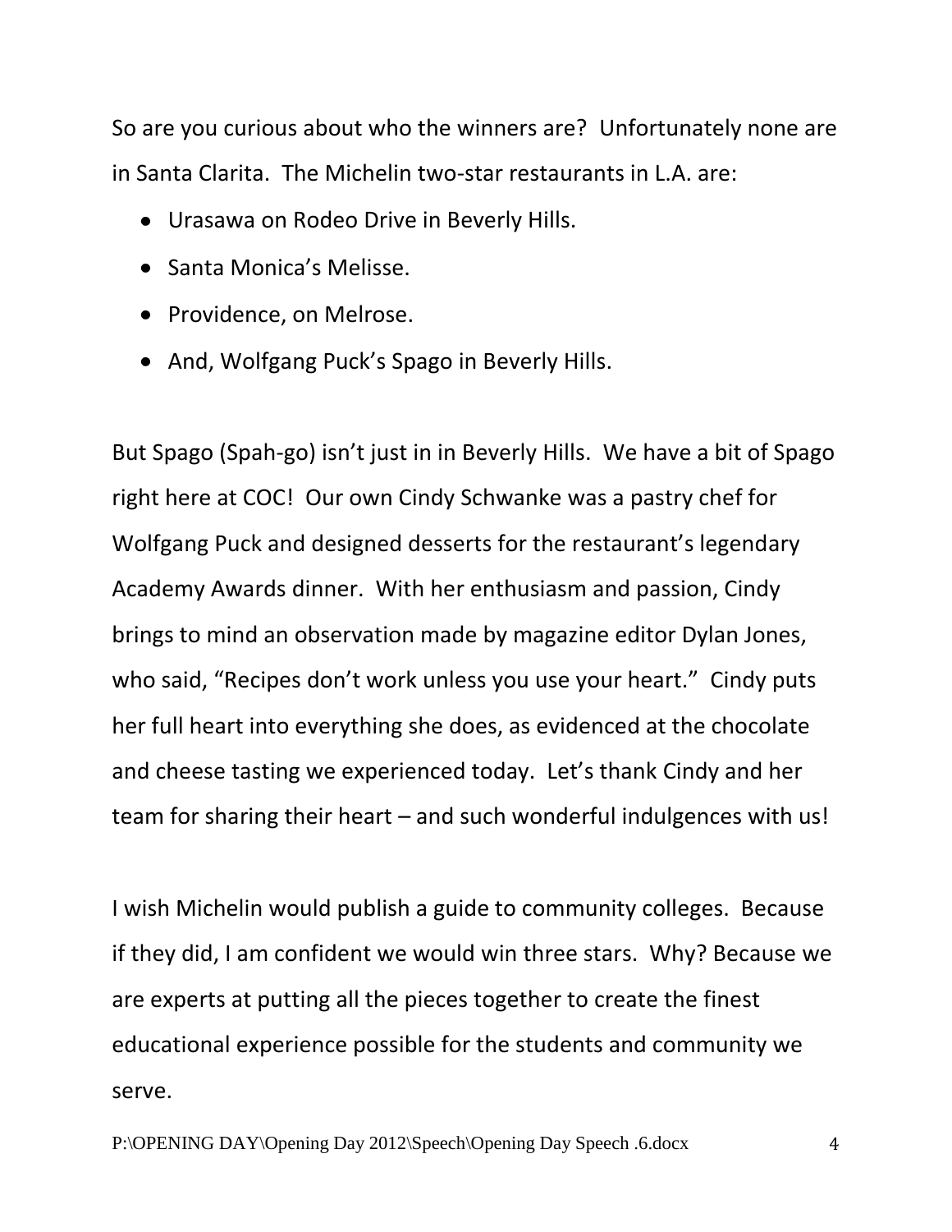So are you curious about who the winners are? Unfortunately none are in Santa Clarita. The Michelin two-star restaurants in L.A. are:

- Urasawa on Rodeo Drive in Beverly Hills.
- Santa Monica's Melisse.
- Providence, on Melrose.
- And, Wolfgang Puck's Spago in Beverly Hills.

But Spago (Spah-go) isn't just in in Beverly Hills. We have a bit of Spago right here at COC! Our own Cindy Schwanke was a pastry chef for Wolfgang Puck and designed desserts for the restaurant's legendary Academy Awards dinner. With her enthusiasm and passion, Cindy brings to mind an observation made by magazine editor Dylan Jones, who said, "Recipes don't work unless you use your heart." Cindy puts her full heart into everything she does, as evidenced at the chocolate and cheese tasting we experienced today. Let's thank Cindy and her team for sharing their heart – and such wonderful indulgences with us!

I wish Michelin would publish a guide to community colleges. Because if they did, I am confident we would win three stars. Why? Because we are experts at putting all the pieces together to create the finest educational experience possible for the students and community we serve.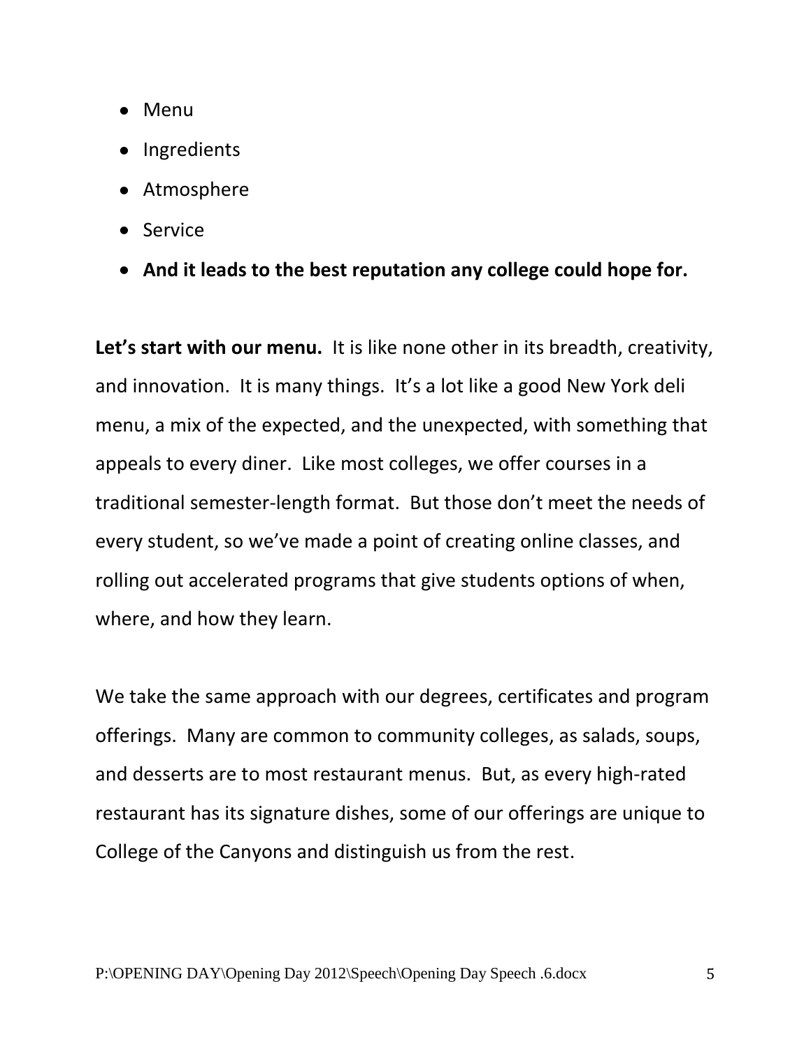- Menu
- Ingredients
- Atmosphere
- Service
- **And it leads to the best reputation any college could hope for.**

**Let's start with our menu.** It is like none other in its breadth, creativity, and innovation. It is many things. It's a lot like a good New York deli menu, a mix of the expected, and the unexpected, with something that appeals to every diner. Like most colleges, we offer courses in a traditional semester-length format. But those don't meet the needs of every student, so we've made a point of creating online classes, and rolling out accelerated programs that give students options of when, where, and how they learn.

We take the same approach with our degrees, certificates and program offerings. Many are common to community colleges, as salads, soups, and desserts are to most restaurant menus. But, as every high-rated restaurant has its signature dishes, some of our offerings are unique to College of the Canyons and distinguish us from the rest.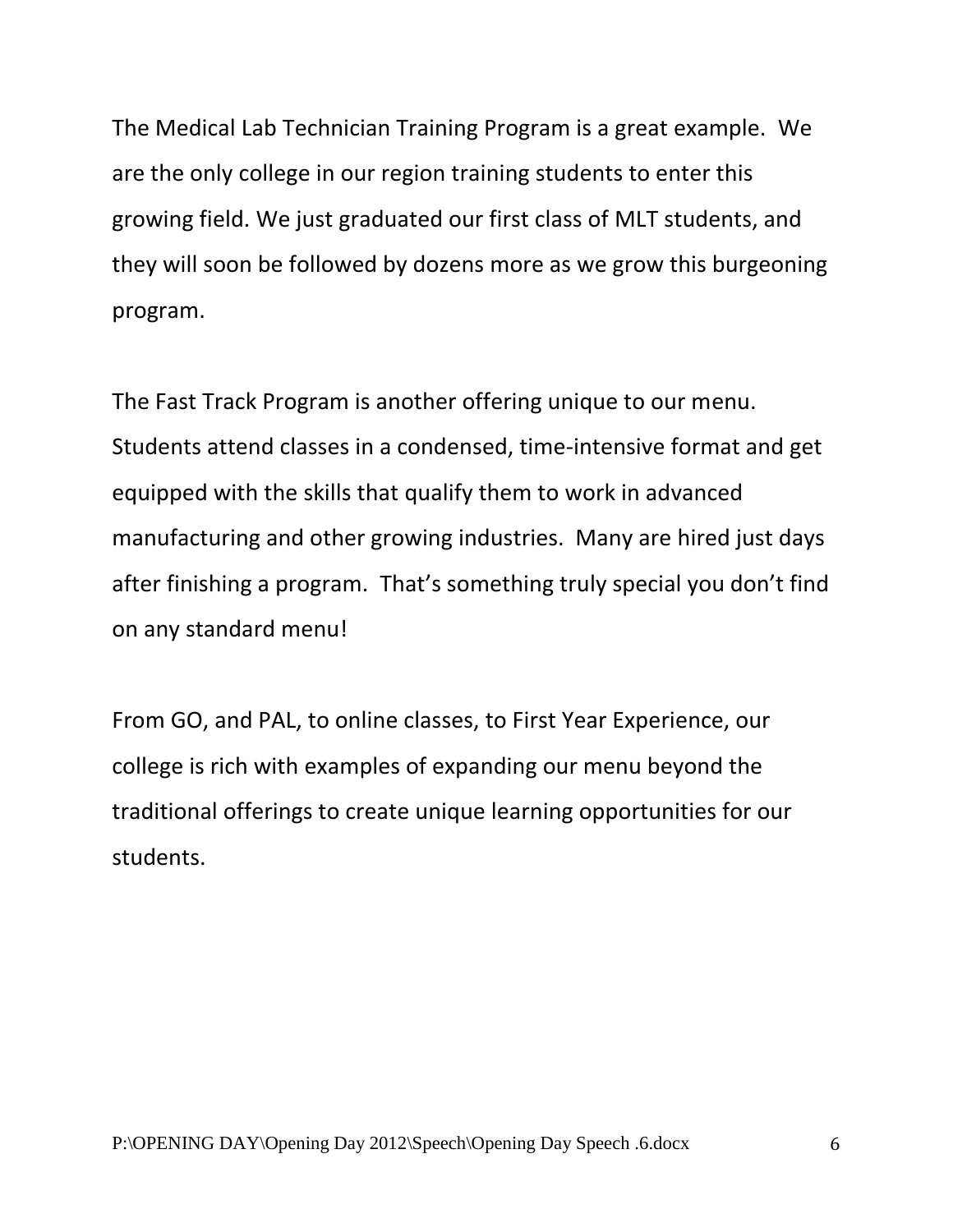The Medical Lab Technician Training Program is a great example. We are the only college in our region training students to enter this growing field. We just graduated our first class of MLT students, and they will soon be followed by dozens more as we grow this burgeoning program.

The Fast Track Program is another offering unique to our menu. Students attend classes in a condensed, time-intensive format and get equipped with the skills that qualify them to work in advanced manufacturing and other growing industries. Many are hired just days after finishing a program. That's something truly special you don't find on any standard menu!

From GO, and PAL, to online classes, to First Year Experience, our college is rich with examples of expanding our menu beyond the traditional offerings to create unique learning opportunities for our students.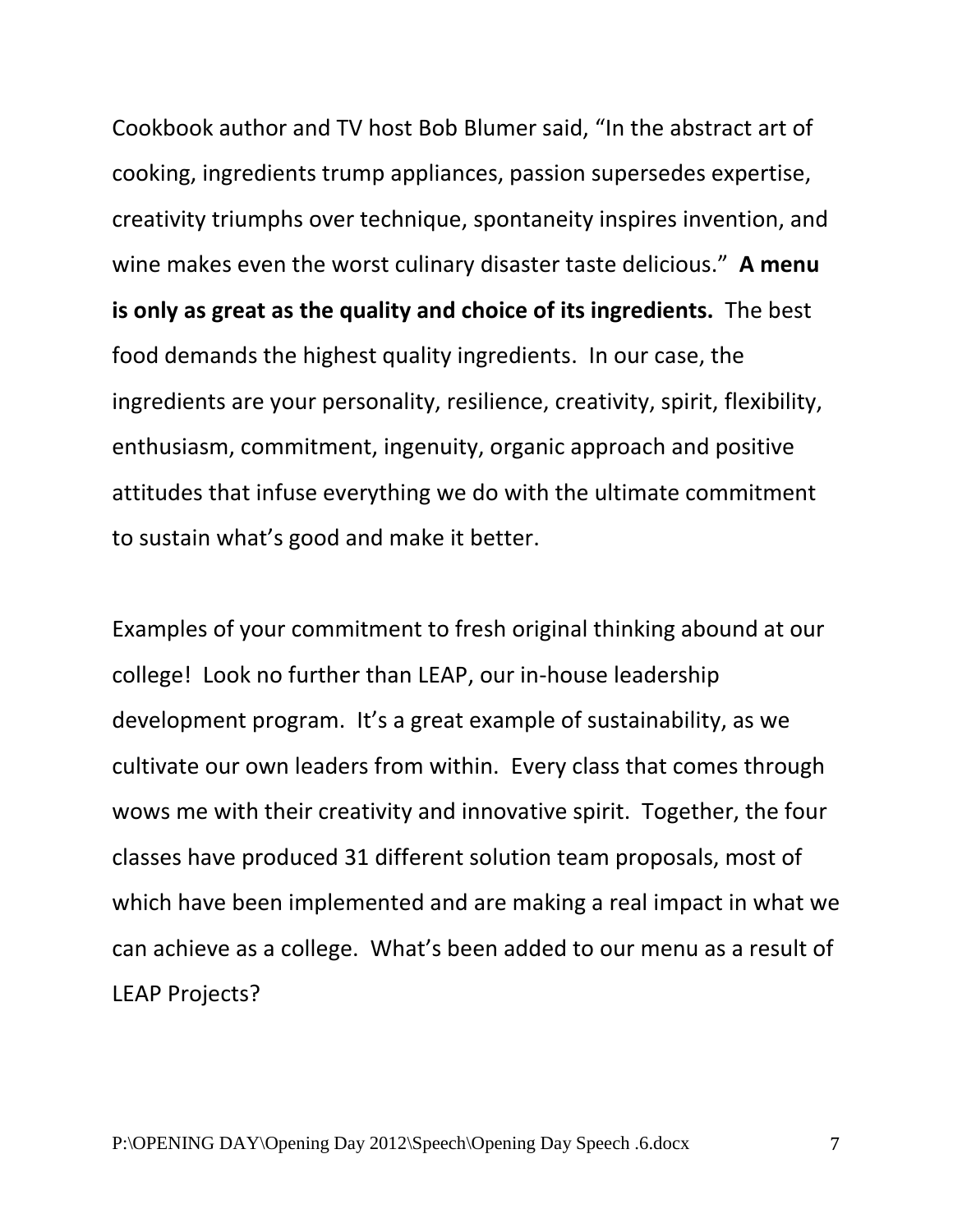Cookbook author and TV host Bob Blumer said, "In the abstract art of cooking, ingredients trump appliances, passion supersedes expertise, creativity triumphs over technique, spontaneity inspires invention, and wine makes even the worst culinary disaster taste delicious." **A menu is only as great as the quality and choice of its ingredients.** The best food demands the highest quality ingredients. In our case, the ingredients are your personality, resilience, creativity, spirit, flexibility, enthusiasm, commitment, ingenuity, organic approach and positive attitudes that infuse everything we do with the ultimate commitment to sustain what's good and make it better.

Examples of your commitment to fresh original thinking abound at our college! Look no further than LEAP, our in-house leadership development program. It's a great example of sustainability, as we cultivate our own leaders from within. Every class that comes through wows me with their creativity and innovative spirit. Together, the four classes have produced 31 different solution team proposals, most of which have been implemented and are making a real impact in what we can achieve as a college. What's been added to our menu as a result of LEAP Projects?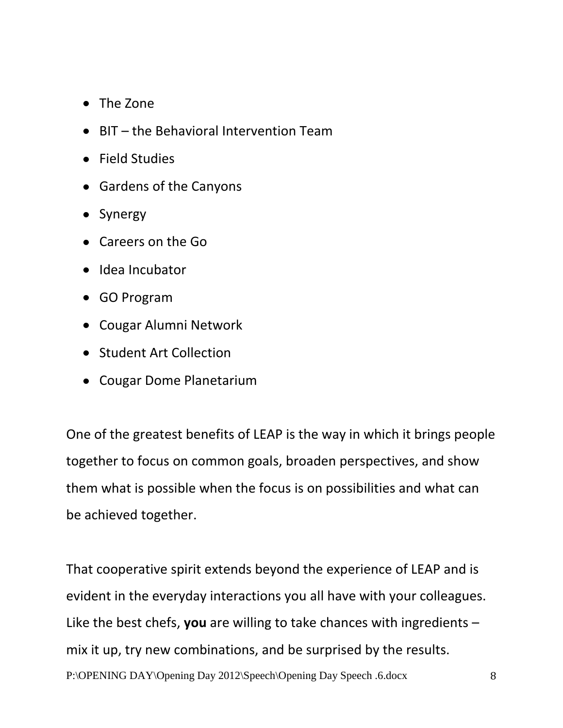- The Zone
- BIT – the Behavioral Intervention Team
- Field Studies
- Gardens of the Canyons
- Synergy
- Careers on the Go
- Idea Incubator
- GO Program
- Cougar Alumni Network
- Student Art Collection
- Cougar Dome Planetarium

One of the greatest benefits of LEAP is the way in which it brings people together to focus on common goals, broaden perspectives, and show them what is possible when the focus is on possibilities and what can be achieved together.

That cooperative spirit extends beyond the experience of LEAP and is evident in the everyday interactions you all have with your colleagues. Like the best chefs, **you** are willing to take chances with ingredients – mix it up, try new combinations, and be surprised by the results.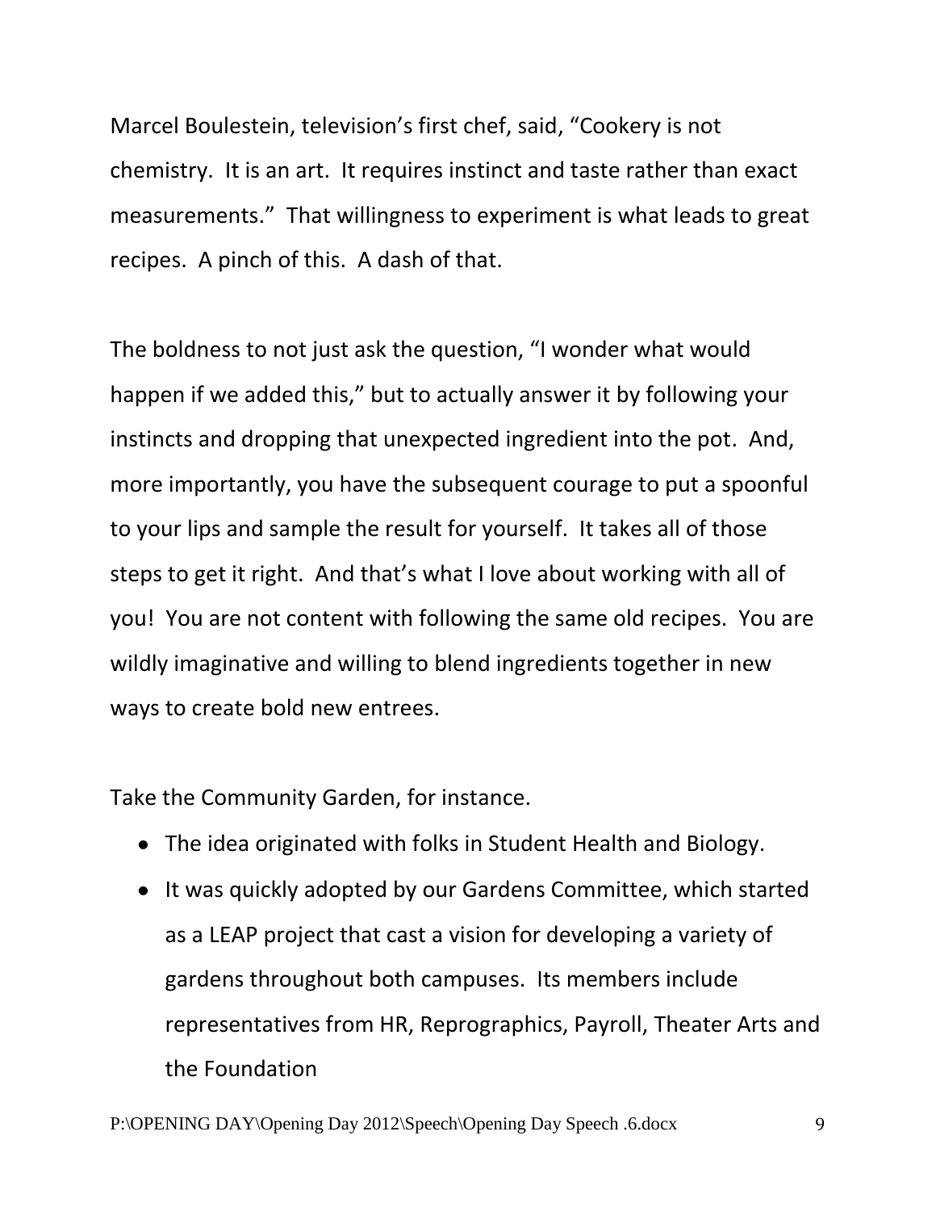Marcel Boulestein, television's first chef, said, "Cookery is not chemistry. It is an art. It requires instinct and taste rather than exact measurements." That willingness to experiment is what leads to great recipes. A pinch of this. A dash of that.

The boldness to not just ask the question, "I wonder what would happen if we added this," but to actually answer it by following your instincts and dropping that unexpected ingredient into the pot. And, more importantly, you have the subsequent courage to put a spoonful to your lips and sample the result for yourself. It takes all of those steps to get it right. And that's what I love about working with all of you! You are not content with following the same old recipes. You are wildly imaginative and willing to blend ingredients together in new ways to create bold new entrees.

Take the Community Garden, for instance.

- The idea originated with folks in Student Health and Biology.
- It was quickly adopted by our Gardens Committee, which started as a LEAP project that cast a vision for developing a variety of gardens throughout both campuses. Its members include representatives from HR, Reprographics, Payroll, Theater Arts and the Foundation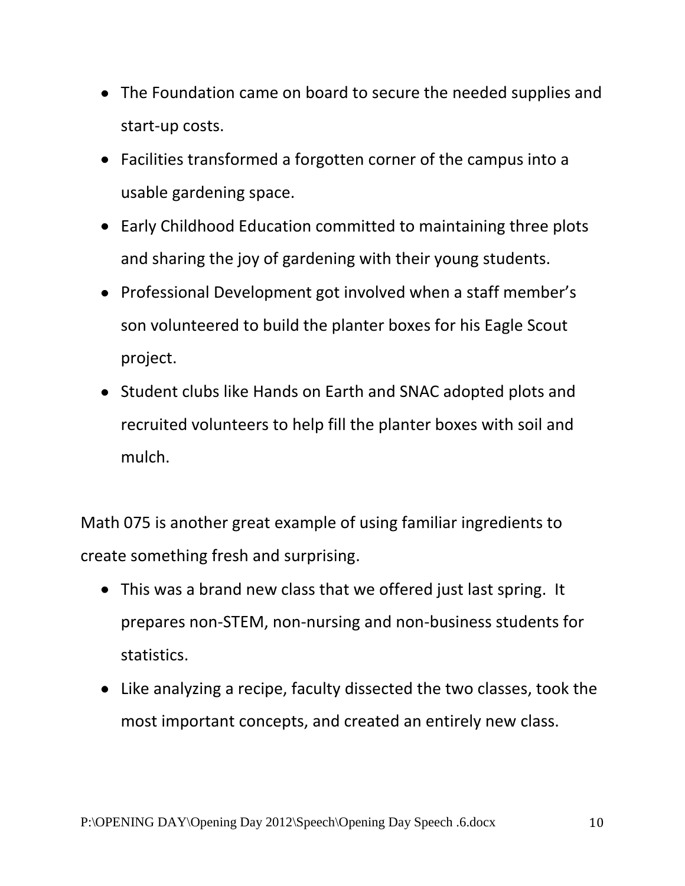- The Foundation came on board to secure the needed supplies and start-up costs.
- Facilities transformed a forgotten corner of the campus into a usable gardening space.
- Early Childhood Education committed to maintaining three plots and sharing the joy of gardening with their young students.
- Professional Development got involved when a staff member's son volunteered to build the planter boxes for his Eagle Scout project.
- Student clubs like Hands on Earth and SNAC adopted plots and recruited volunteers to help fill the planter boxes with soil and mulch.

Math 075 is another great example of using familiar ingredients to create something fresh and surprising.

- This was a brand new class that we offered just last spring. It prepares non-STEM, non-nursing and non-business students for statistics.
- Like analyzing a recipe, faculty dissected the two classes, took the most important concepts, and created an entirely new class.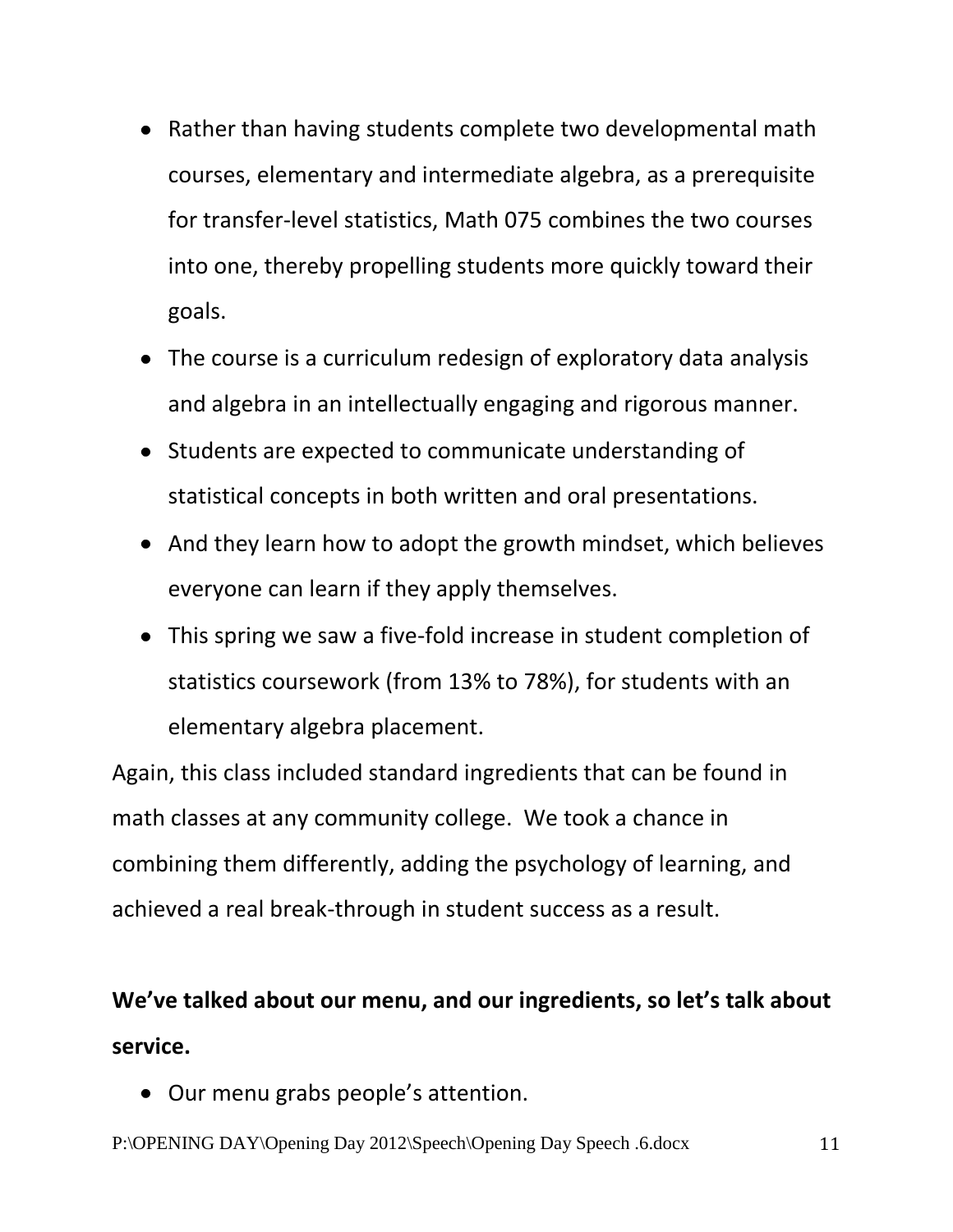- Rather than having students complete two developmental math courses, elementary and intermediate algebra, as a prerequisite for transfer-level statistics, Math 075 combines the two courses into one, thereby propelling students more quickly toward their goals.
- The course is a curriculum redesign of exploratory data analysis and algebra in an intellectually engaging and rigorous manner.
- Students are expected to communicate understanding of statistical concepts in both written and oral presentations.
- And they learn how to adopt the growth mindset, which believes everyone can learn if they apply themselves.
- This spring we saw a five-fold increase in student completion of statistics coursework (from 13% to 78%), for students with an elementary algebra placement.

Again, this class included standard ingredients that can be found in math classes at any community college. We took a chance in combining them differently, adding the psychology of learning, and achieved a real break-through in student success as a result.

**We've talked about our menu, and our ingredients, so let's talk about service.**

- Our menu grabs people's attention.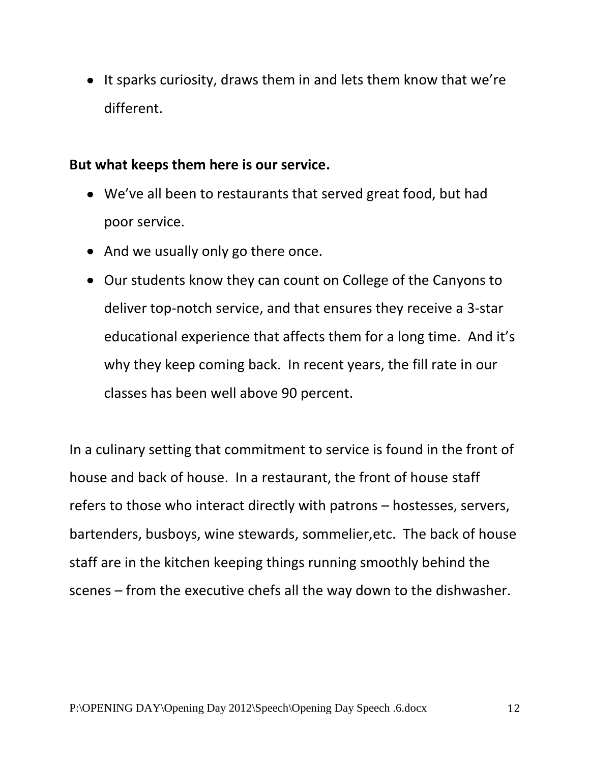- It sparks curiosity, draws them in and lets them know that we're different.

**But what keeps them here is our service.**

- We've all been to restaurants that served great food, but had poor service.
- And we usually only go there once.
- Our students know they can count on College of the Canyons to deliver top-notch service, and that ensures they receive a 3-star educational experience that affects them for a long time. And it's why they keep coming back. In recent years, the fill rate in our classes has been well above 90 percent.

In a culinary setting that commitment to service is found in the front of house and back of house. In a restaurant, the front of house staff refers to those who interact directly with patrons – hostesses, servers, bartenders, busboys, wine stewards, sommelier,etc. The back of house staff are in the kitchen keeping things running smoothly behind the scenes – from the executive chefs all the way down to the dishwasher.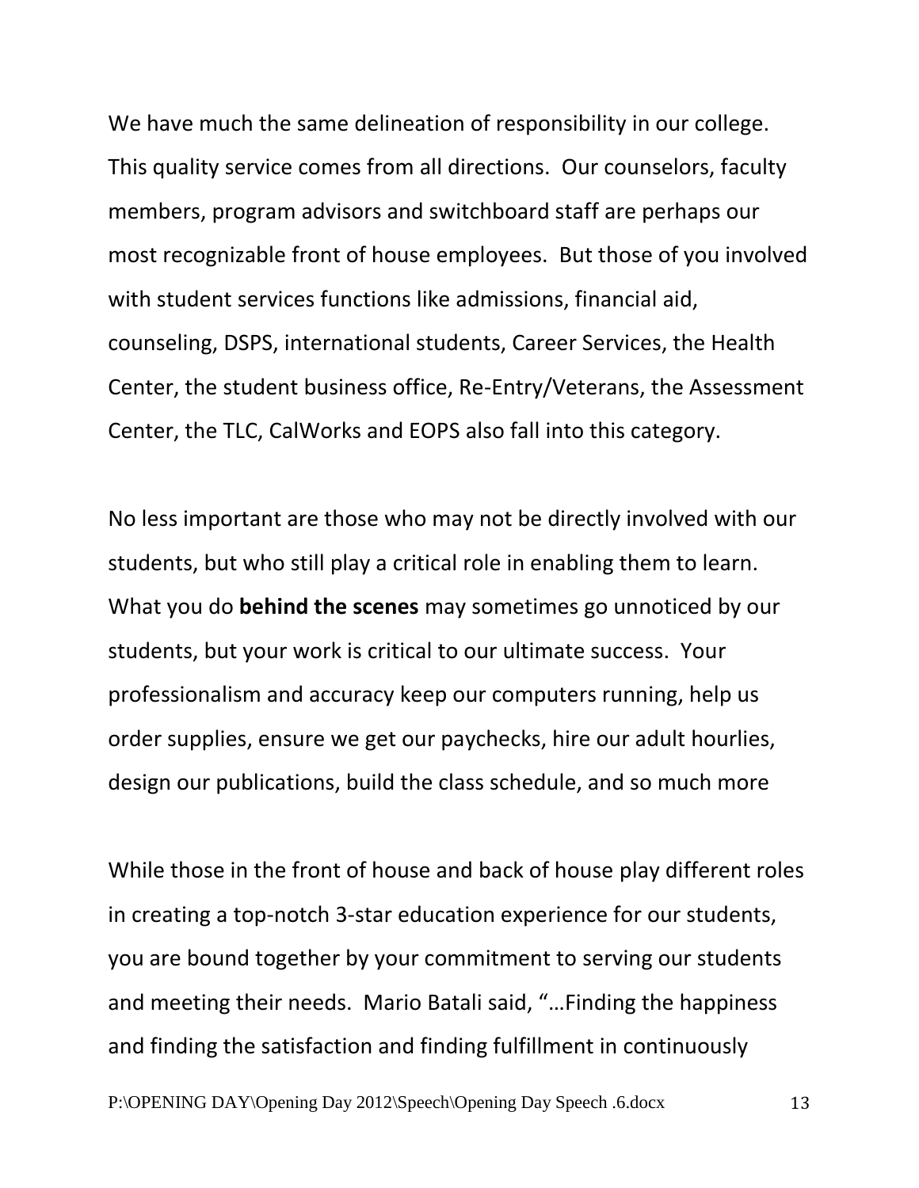We have much the same delineation of responsibility in our college. This quality service comes from all directions. Our counselors, faculty members, program advisors and switchboard staff are perhaps our most recognizable front of house employees. But those of you involved with student services functions like admissions, financial aid, counseling, DSPS, international students, Career Services, the Health Center, the student business office, Re-Entry/Veterans, the Assessment Center, the TLC, CalWorks and EOPS also fall into this category.

No less important are those who may not be directly involved with our students, but who still play a critical role in enabling them to learn. What you do **behind the scenes** may sometimes go unnoticed by our students, but your work is critical to our ultimate success. Your professionalism and accuracy keep our computers running, help us order supplies, ensure we get our paychecks, hire our adult hourlies, design our publications, build the class schedule, and so much more

While those in the front of house and back of house play different roles in creating a top-notch 3-star education experience for our students, you are bound together by your commitment to serving our students and meeting their needs. Mario Batali said, "…Finding the happiness and finding the satisfaction and finding fulfillment in continuously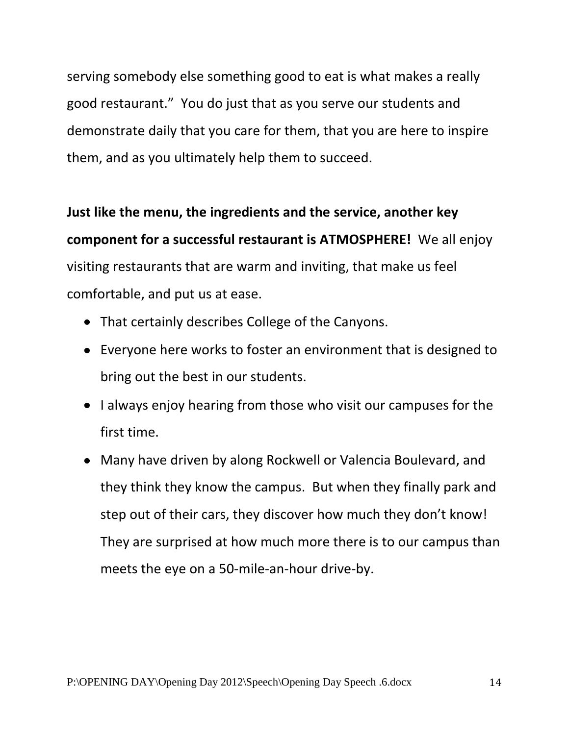serving somebody else something good to eat is what makes a really good restaurant." You do just that as you serve our students and demonstrate daily that you care for them, that you are here to inspire them, and as you ultimately help them to succeed.

**Just like the menu, the ingredients and the service, another key component for a successful restaurant is ATMOSPHERE!** We all enjoy visiting restaurants that are warm and inviting, that make us feel comfortable, and put us at ease.

- That certainly describes College of the Canyons.
- Everyone here works to foster an environment that is designed to bring out the best in our students.
- I always enjoy hearing from those who visit our campuses for the first time.
- Many have driven by along Rockwell or Valencia Boulevard, and they think they know the campus. But when they finally park and step out of their cars, they discover how much they don't know! They are surprised at how much more there is to our campus than meets the eye on a 50-mile-an-hour drive-by.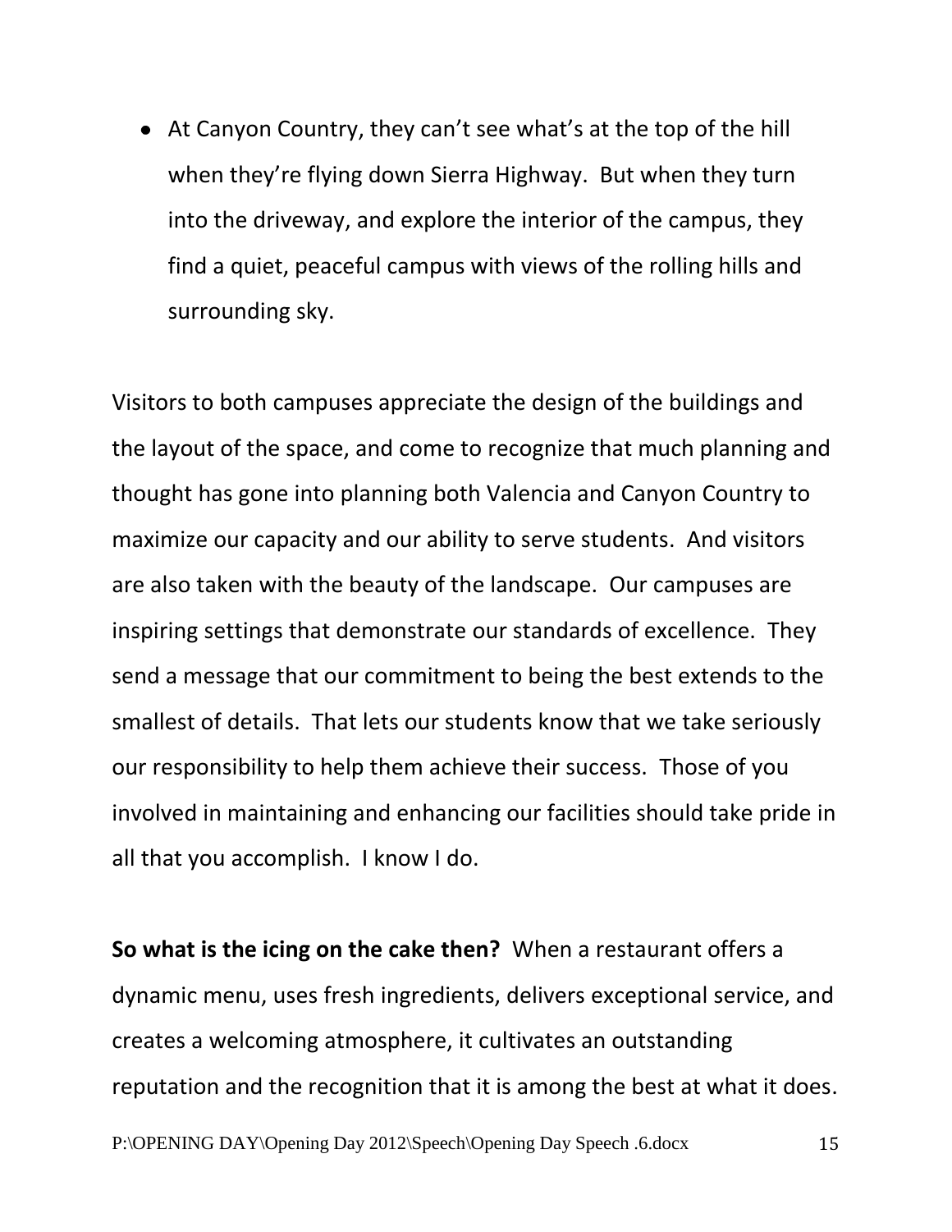- At Canyon Country, they can't see what's at the top of the hill when they're flying down Sierra Highway. But when they turn into the driveway, and explore the interior of the campus, they find a quiet, peaceful campus with views of the rolling hills and surrounding sky.

Visitors to both campuses appreciate the design of the buildings and the layout of the space, and come to recognize that much planning and thought has gone into planning both Valencia and Canyon Country to maximize our capacity and our ability to serve students. And visitors are also taken with the beauty of the landscape. Our campuses are inspiring settings that demonstrate our standards of excellence. They send a message that our commitment to being the best extends to the smallest of details. That lets our students know that we take seriously our responsibility to help them achieve their success. Those of you involved in maintaining and enhancing our facilities should take pride in all that you accomplish. I know I do.

**So what is the icing on the cake then?** When a restaurant offers a dynamic menu, uses fresh ingredients, delivers exceptional service, and creates a welcoming atmosphere, it cultivates an outstanding reputation and the recognition that it is among the best at what it does.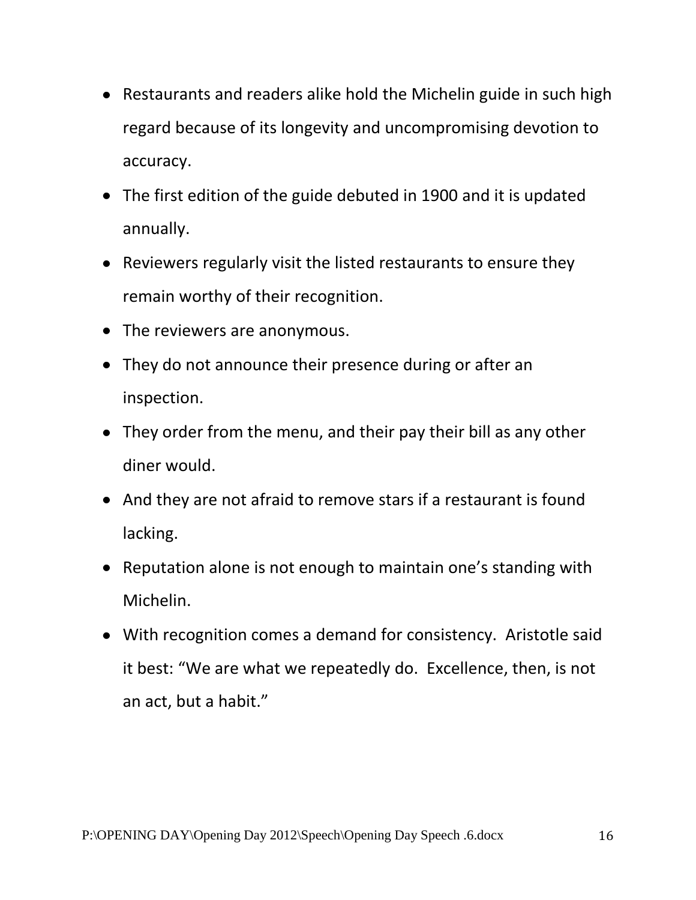- Restaurants and readers alike hold the Michelin guide in such high regard because of its longevity and uncompromising devotion to accuracy.
- The first edition of the guide debuted in 1900 and it is updated annually.
- Reviewers regularly visit the listed restaurants to ensure they remain worthy of their recognition.
- The reviewers are anonymous.
- They do not announce their presence during or after an inspection.
- They order from the menu, and their pay their bill as any other diner would.
- And they are not afraid to remove stars if a restaurant is found lacking.
- Reputation alone is not enough to maintain one's standing with Michelin.
- With recognition comes a demand for consistency. Aristotle said it best: "We are what we repeatedly do. Excellence, then, is not an act, but a habit."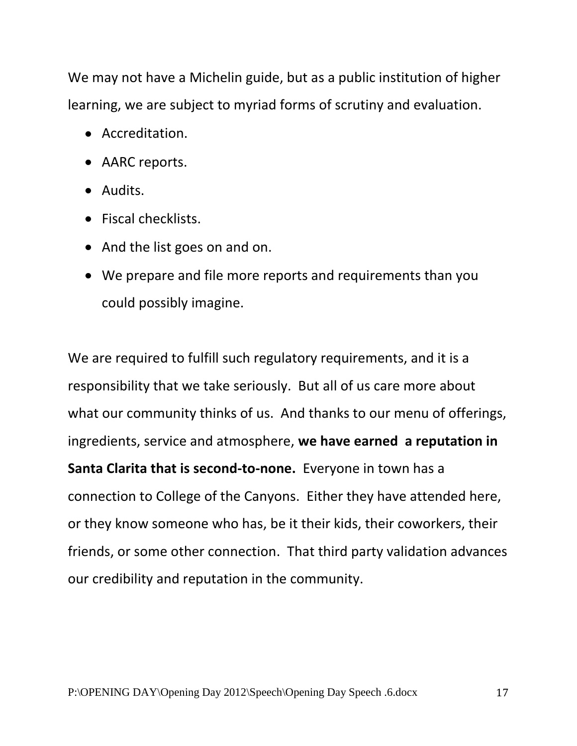We may not have a Michelin guide, but as a public institution of higher learning, we are subject to myriad forms of scrutiny and evaluation.

- Accreditation.
- AARC reports.
- Audits.
- Fiscal checklists.
- And the list goes on and on.
- We prepare and file more reports and requirements than you could possibly imagine.

We are required to fulfill such regulatory requirements, and it is a responsibility that we take seriously. But all of us care more about what our community thinks of us. And thanks to our menu of offerings, ingredients, service and atmosphere, **we have earned a reputation in Santa Clarita that is second-to-none.** Everyone in town has a connection to College of the Canyons. Either they have attended here, or they know someone who has, be it their kids, their coworkers, their friends, or some other connection. That third party validation advances our credibility and reputation in the community.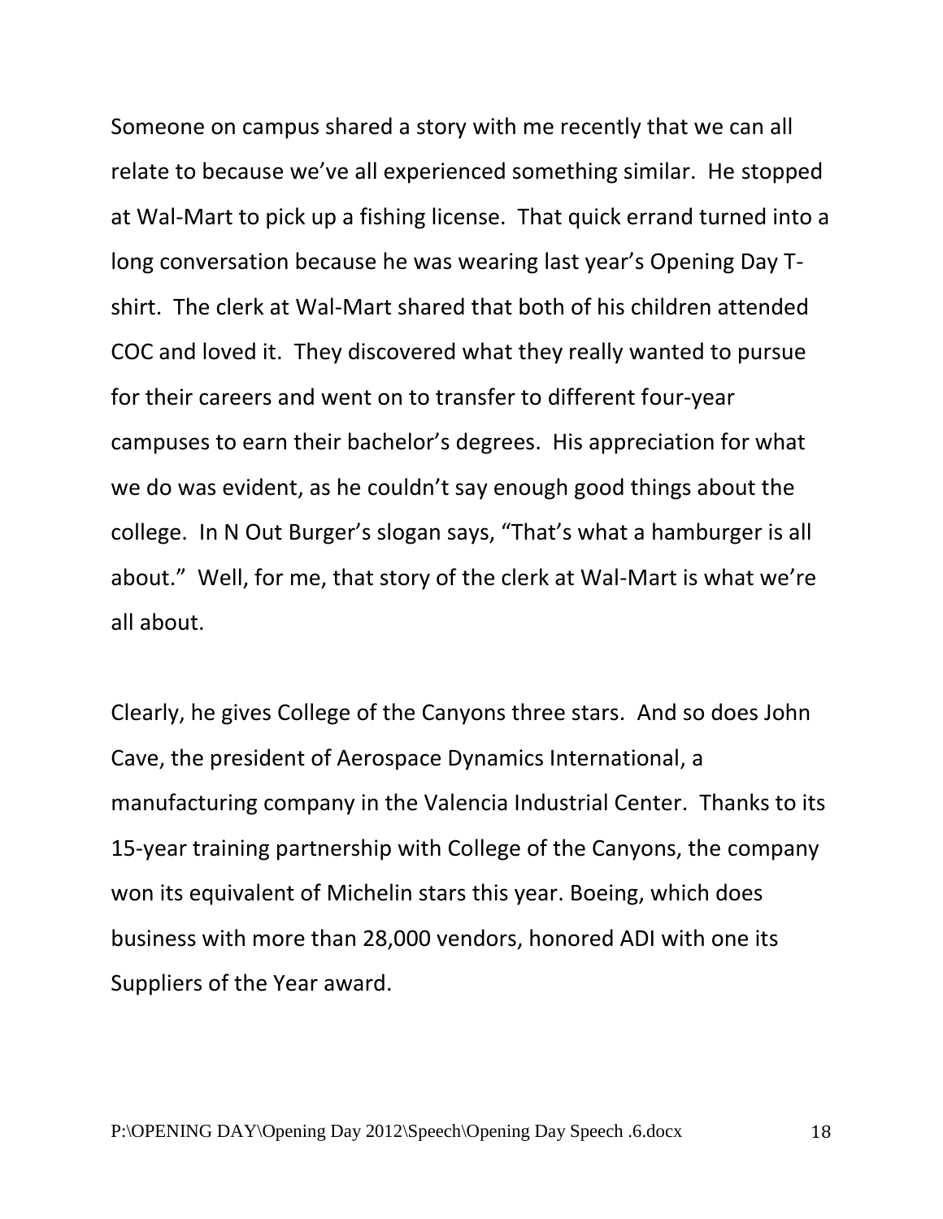Someone on campus shared a story with me recently that we can all relate to because we've all experienced something similar. He stopped at Wal-Mart to pick up a fishing license. That quick errand turned into a long conversation because he was wearing last year's Opening Day T-shirt. The clerk at Wal-Mart shared that both of his children attended COC and loved it. They discovered what they really wanted to pursue for their careers and went on to transfer to different four-year campuses to earn their bachelor's degrees. His appreciation for what we do was evident, as he couldn't say enough good things about the college. In N Out Burger's slogan says, "That's what a hamburger is all about." Well, for me, that story of the clerk at Wal-Mart is what we're all about.

Clearly, he gives College of the Canyons three stars. And so does John Cave, the president of Aerospace Dynamics International, a manufacturing company in the Valencia Industrial Center. Thanks to its 15-year training partnership with College of the Canyons, the company won its equivalent of Michelin stars this year. Boeing, which does business with more than 28,000 vendors, honored ADI with one its Suppliers of the Year award.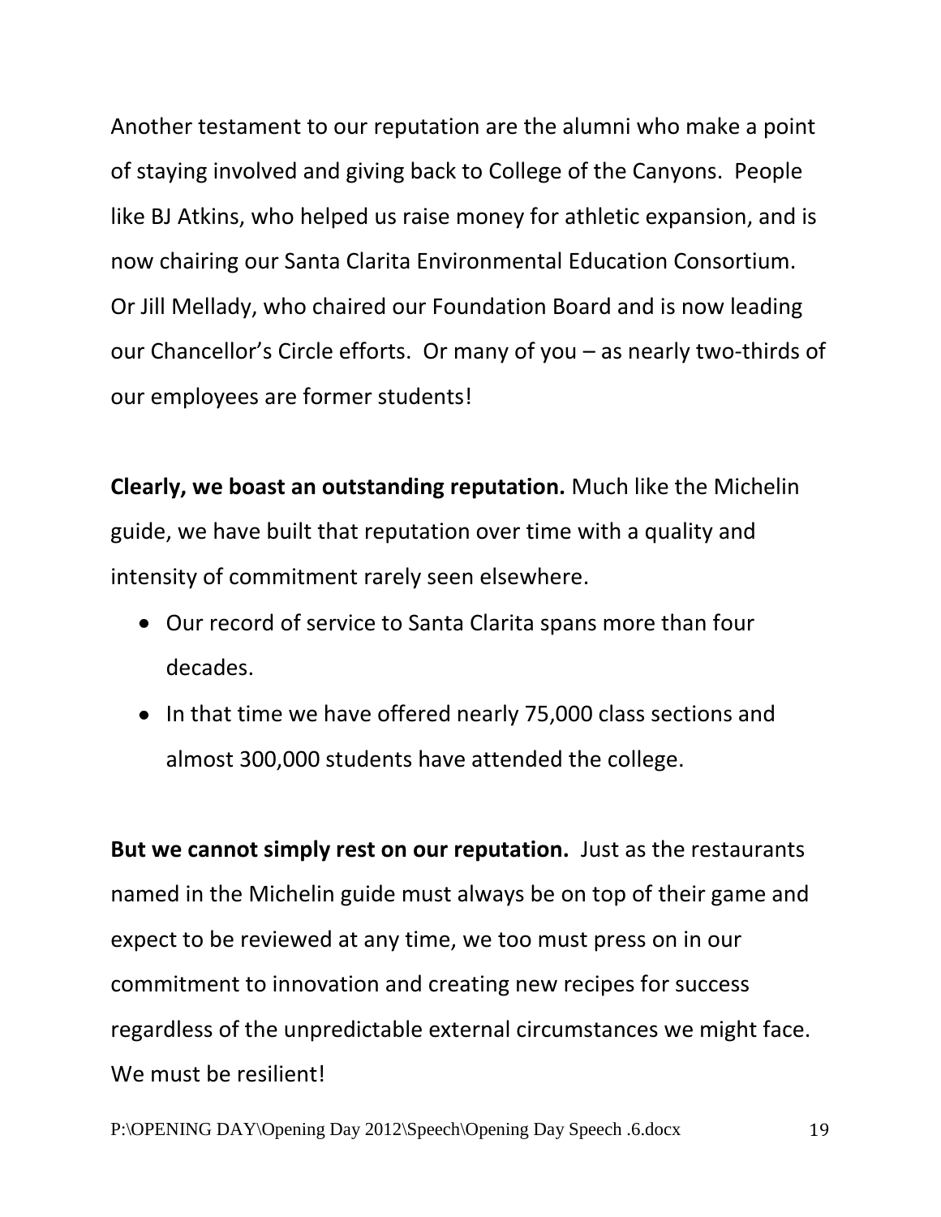Another testament to our reputation are the alumni who make a point of staying involved and giving back to College of the Canyons. People like BJ Atkins, who helped us raise money for athletic expansion, and is now chairing our Santa Clarita Environmental Education Consortium. Or Jill Mellady, who chaired our Foundation Board and is now leading our Chancellor's Circle efforts. Or many of you – as nearly two-thirds of our employees are former students!

**Clearly, we boast an outstanding reputation.** Much like the Michelin guide, we have built that reputation over time with a quality and intensity of commitment rarely seen elsewhere.

- Our record of service to Santa Clarita spans more than four decades.
- In that time we have offered nearly 75,000 class sections and almost 300,000 students have attended the college.

**But we cannot simply rest on our reputation.** Just as the restaurants named in the Michelin guide must always be on top of their game and expect to be reviewed at any time, we too must press on in our commitment to innovation and creating new recipes for success regardless of the unpredictable external circumstances we might face. We must be resilient!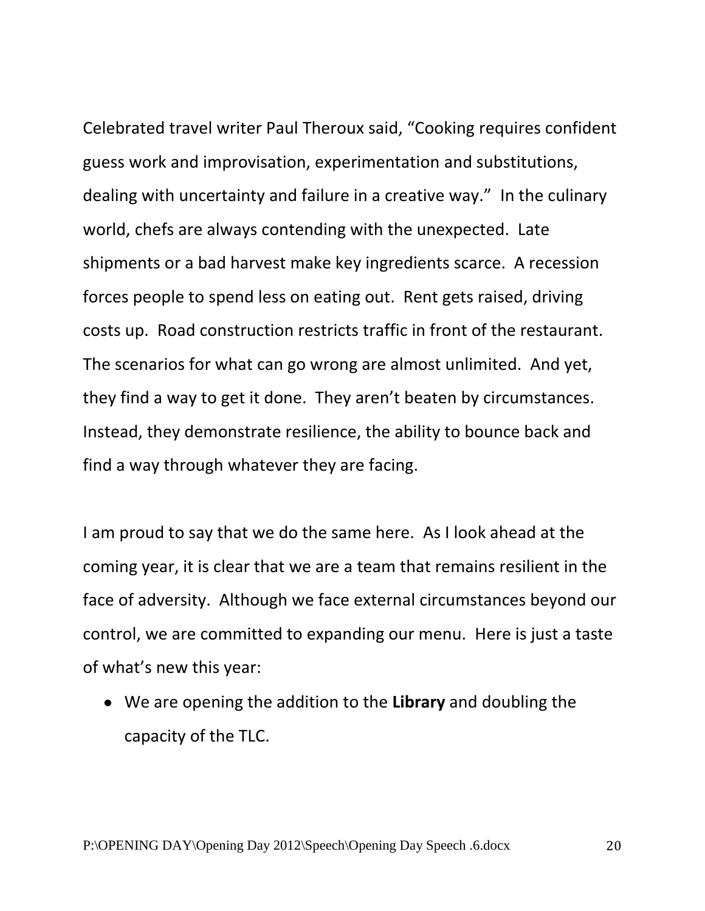Celebrated travel writer Paul Theroux said, "Cooking requires confident guess work and improvisation, experimentation and substitutions, dealing with uncertainty and failure in a creative way." In the culinary world, chefs are always contending with the unexpected. Late shipments or a bad harvest make key ingredients scarce. A recession forces people to spend less on eating out. Rent gets raised, driving costs up. Road construction restricts traffic in front of the restaurant. The scenarios for what can go wrong are almost unlimited. And yet, they find a way to get it done. They aren't beaten by circumstances. Instead, they demonstrate resilience, the ability to bounce back and find a way through whatever they are facing.

I am proud to say that we do the same here. As I look ahead at the coming year, it is clear that we are a team that remains resilient in the face of adversity. Although we face external circumstances beyond our control, we are committed to expanding our menu. Here is just a taste of what's new this year:

- We are opening the addition to the **Library** and doubling the capacity of the TLC.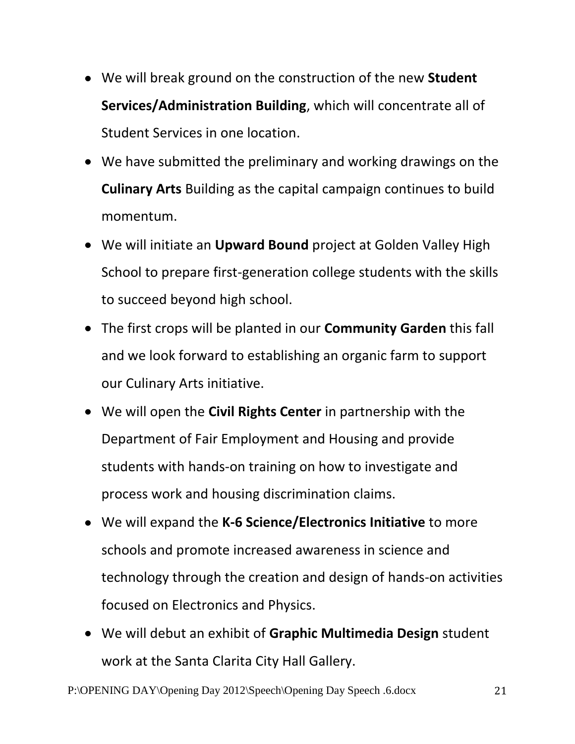- We will break ground on the construction of the new **Student Services/Administration Building**, which will concentrate all of Student Services in one location.
- We have submitted the preliminary and working drawings on the **Culinary Arts** Building as the capital campaign continues to build momentum.
- We will initiate an **Upward Bound** project at Golden Valley High School to prepare first-generation college students with the skills to succeed beyond high school.
- The first crops will be planted in our **Community Garden** this fall and we look forward to establishing an organic farm to support our Culinary Arts initiative.
- We will open the **Civil Rights Center** in partnership with the Department of Fair Employment and Housing and provide students with hands-on training on how to investigate and process work and housing discrimination claims.
- We will expand the **K-6 Science/Electronics Initiative** to more schools and promote increased awareness in science and technology through the creation and design of hands-on activities focused on Electronics and Physics.
- We will debut an exhibit of **Graphic Multimedia Design** student work at the Santa Clarita City Hall Gallery.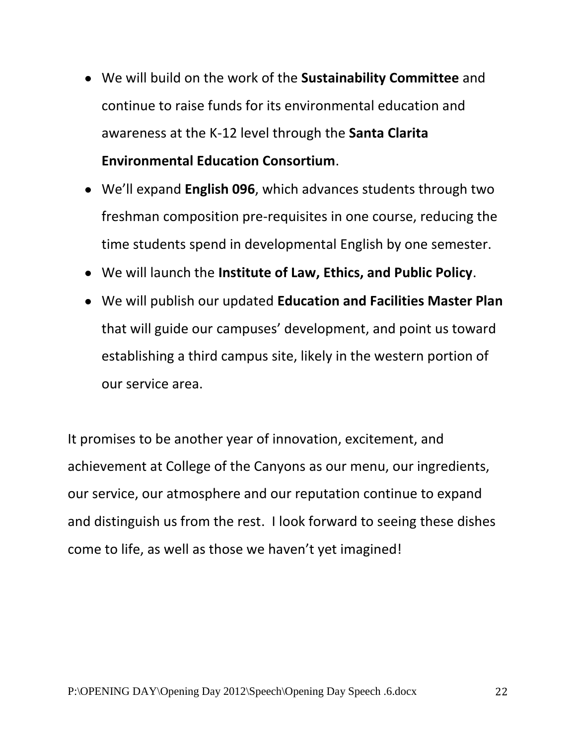- We will build on the work of the **Sustainability Committee** and continue to raise funds for its environmental education and awareness at the K-12 level through the **Santa Clarita Environmental Education Consortium**.
- We'll expand **English 096**, which advances students through two freshman composition pre-requisites in one course, reducing the time students spend in developmental English by one semester.
- We will launch the **Institute of Law, Ethics, and Public Policy**.
- We will publish our updated **Education and Facilities Master Plan** that will guide our campuses' development, and point us toward establishing a third campus site, likely in the western portion of our service area.

It promises to be another year of innovation, excitement, and achievement at College of the Canyons as our menu, our ingredients, our service, our atmosphere and our reputation continue to expand and distinguish us from the rest. I look forward to seeing these dishes come to life, as well as those we haven't yet imagined!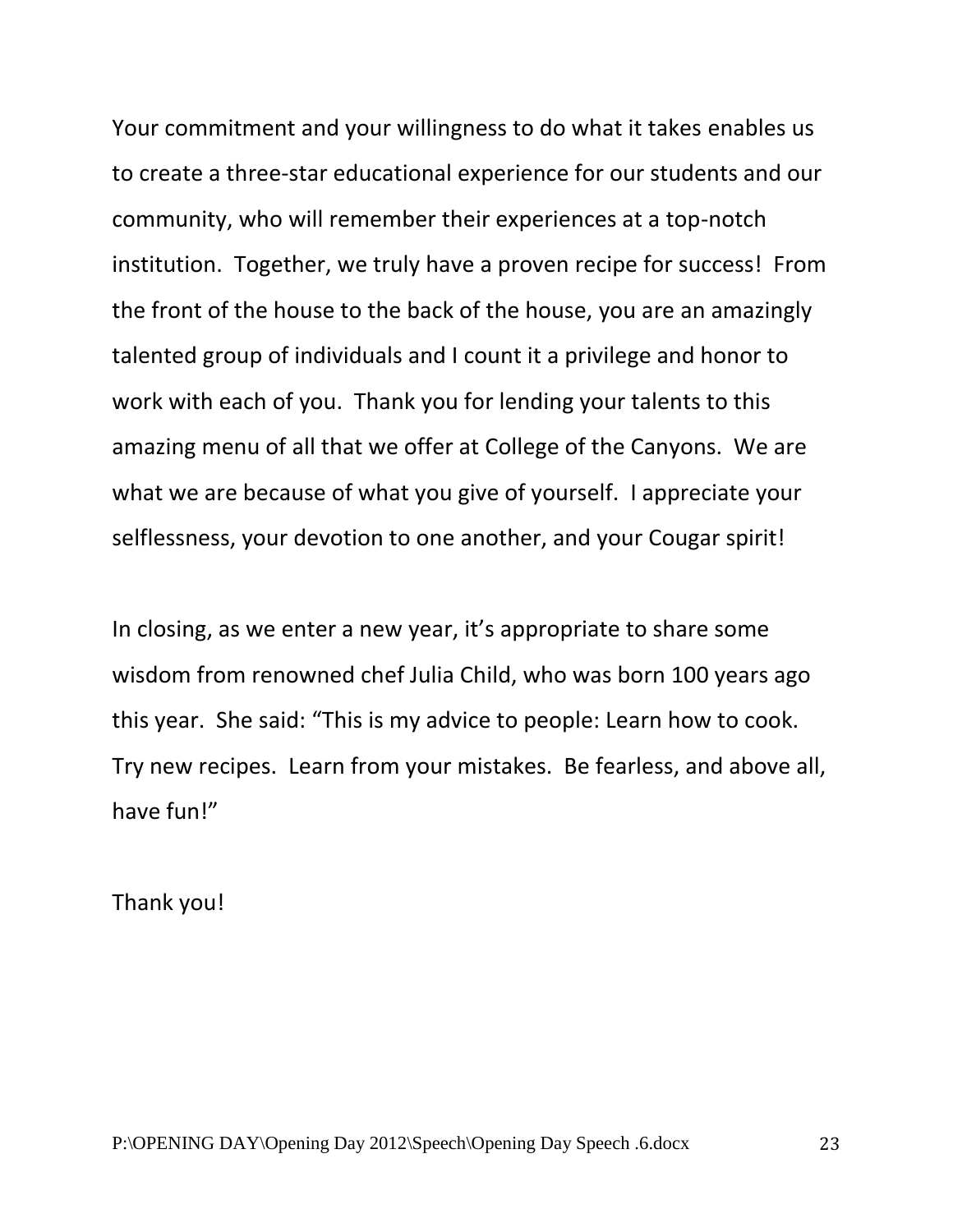Your commitment and your willingness to do what it takes enables us to create a three-star educational experience for our students and our community, who will remember their experiences at a top-notch institution. Together, we truly have a proven recipe for success! From the front of the house to the back of the house, you are an amazingly talented group of individuals and I count it a privilege and honor to work with each of you. Thank you for lending your talents to this amazing menu of all that we offer at College of the Canyons. We are what we are because of what you give of yourself. I appreciate your selflessness, your devotion to one another, and your Cougar spirit!

In closing, as we enter a new year, it's appropriate to share some wisdom from renowned chef Julia Child, who was born 100 years ago this year. She said: "This is my advice to people: Learn how to cook. Try new recipes. Learn from your mistakes. Be fearless, and above all, have fun!"

Thank you!